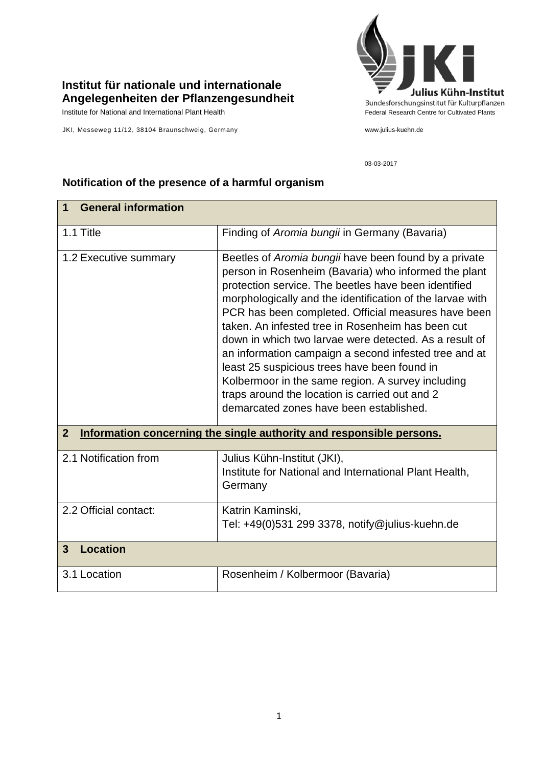**Institut für nationale und internationale Angelegenheiten der Pflanzengesundheit**

Institute for National and International Plant Health

JKI, Messeweg 11/12, 38104 Braunschweig, Germany

Julius Kühn-Institut
Bundesforschungsinstitut für Kulturpflanzen
Federal Research Centre for Cultivated Plants

www.julius-kuehn.de

03-03-2017

## Notification of the presence of a harmful organism

| **1 General information** | |
|---|---|
| 1.1 Title | Finding of *Aromia bungii* in Germany (Bavaria) |
| 1.2 Executive summary | Beetles of *Aromia bungii* have been found by a private person in Rosenheim (Bavaria) who informed the plant protection service. The beetles have been identified morphologically and the identification of the larvae with PCR has been completed. Official measures have been taken. An infested tree in Rosenheim has been cut down in which two larvae were detected. As a result of an information campaign a second infested tree and at least 25 suspicious trees have been found in Kolbermoor in the same region. A survey including traps around the location is carried out and 2 demarcated zones have been established. |
| **2 Information concerning the single authority and responsible persons.** | |
| 2.1 Notification from | Julius Kühn-Institut (JKI), Institute for National and International Plant Health, Germany |
| 2.2 Official contact: | Katrin Kaminski, Tel: +49(0)531 299 3378, notify@julius-kuehn.de |
| **3 Location** | |
| 3.1 Location | Rosenheim / Kolbermoor (Bavaria) |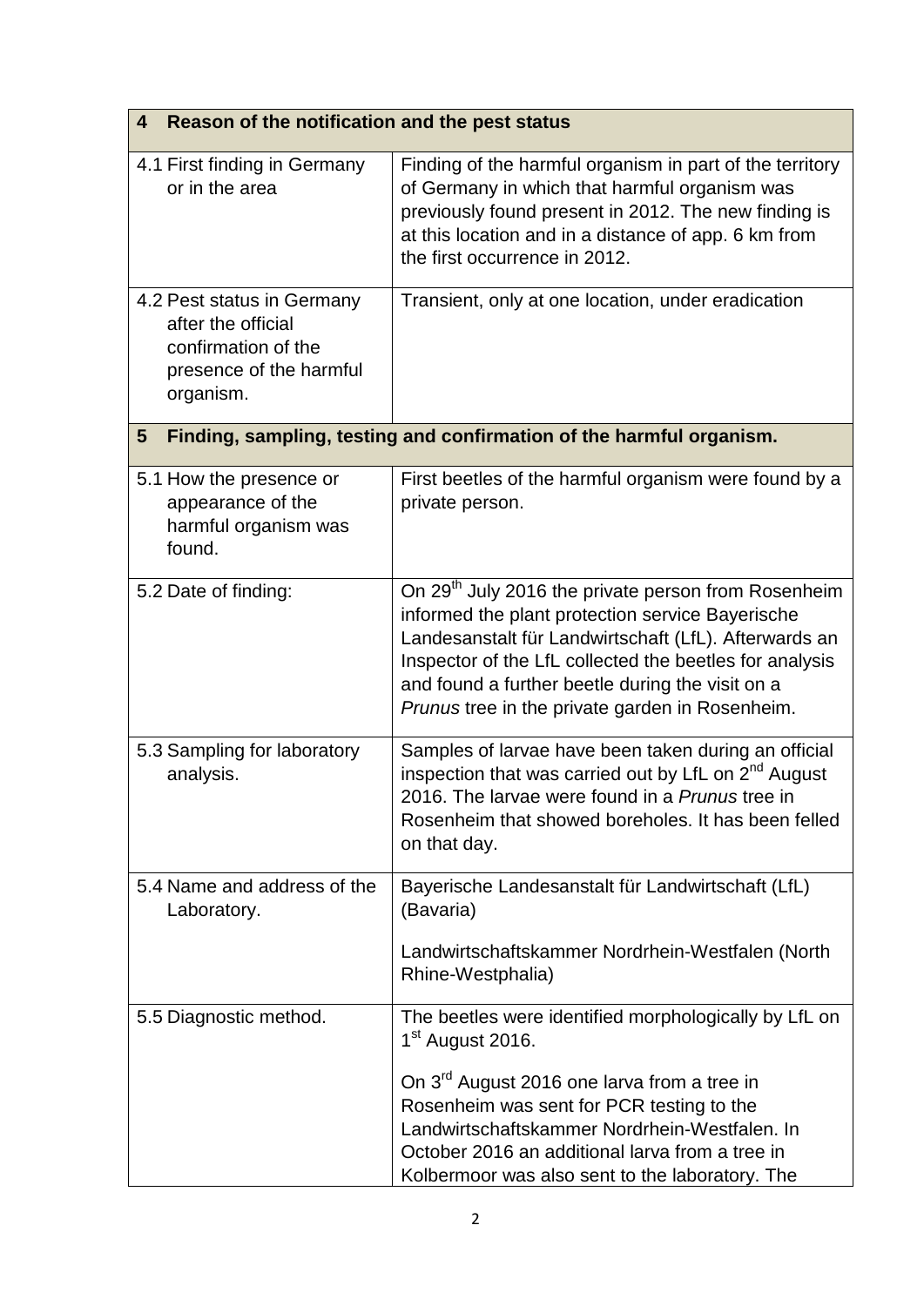| **4 Reason of the notification and the pest status** | |
|---|---|
| 4.1 First finding in Germany or in the area | Finding of the harmful organism in part of the territory of Germany in which that harmful organism was previously found present in 2012. The new finding is at this location and in a distance of app. 6 km from the first occurrence in 2012. |
| 4.2 Pest status in Germany after the official confirmation of the presence of the harmful organism. | Transient, only at one location, under eradication |
| **5 Finding, sampling, testing and confirmation of the harmful organism.** | |
| 5.1 How the presence or appearance of the harmful organism was found. | First beetles of the harmful organism were found by a private person. |
| 5.2 Date of finding: | On 29th July 2016 the private person from Rosenheim informed the plant protection service Bayerische Landesanstalt für Landwirtschaft (LfL). Afterwards an Inspector of the LfL collected the beetles for analysis and found a further beetle during the visit on a *Prunus* tree in the private garden in Rosenheim. |
| 5.3 Sampling for laboratory analysis. | Samples of larvae have been taken during an official inspection that was carried out by LfL on 2nd August 2016. The larvae were found in a *Prunus* tree in Rosenheim that showed boreholes. It has been felled on that day. |
| 5.4 Name and address of the Laboratory. | Bayerische Landesanstalt für Landwirtschaft (LfL) (Bavaria)<br><br>Landwirtschaftskammer Nordrhein-Westfalen (North Rhine-Westphalia) |
| 5.5 Diagnostic method. | The beetles were identified morphologically by LfL on 1st August 2016.<br><br>On 3rd August 2016 one larva from a tree in Rosenheim was sent for PCR testing to the Landwirtschaftskammer Nordrhein-Westfalen. In October 2016 an additional larva from a tree in Kolbermoor was also sent to the laboratory. The |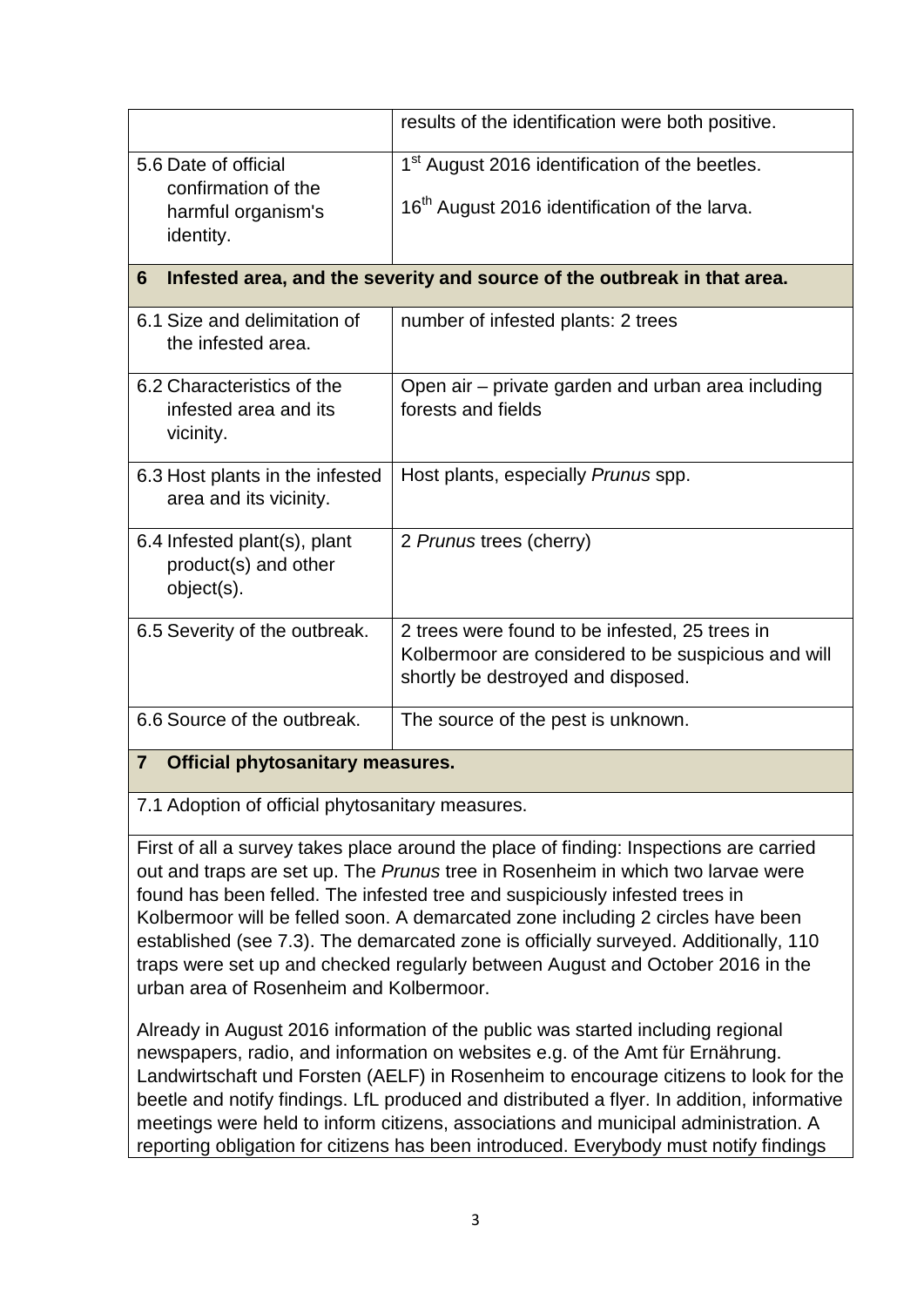| | |
|---|---|
| | results of the identification were both positive. |
| 5.6 Date of official confirmation of the harmful organism's identity. | 1st August 2016 identification of the beetles.<br><br>16th August 2016 identification of the larva. |
| **6 Infested area, and the severity and source of the outbreak in that area.** | |
| 6.1 Size and delimitation of the infested area. | number of infested plants: 2 trees |
| 6.2 Characteristics of the infested area and its vicinity. | Open air – private garden and urban area including forests and fields |
| 6.3 Host plants in the infested area and its vicinity. | Host plants, especially *Prunus* spp. |
| 6.4 Infested plant(s), plant product(s) and other object(s). | 2 *Prunus* trees (cherry) |
| 6.5 Severity of the outbreak. | 2 trees were found to be infested, 25 trees in Kolbermoor are considered to be suspicious and will shortly be destroyed and disposed. |
| 6.6 Source of the outbreak. | The source of the pest is unknown. |
| **7 Official phytosanitary measures.** | |

7.1 Adoption of official phytosanitary measures.

First of all a survey takes place around the place of finding: Inspections are carried out and traps are set up. The *Prunus* tree in Rosenheim in which two larvae were found has been felled. The infested tree and suspiciously infested trees in Kolbermoor will be felled soon. A demarcated zone including 2 circles have been established (see 7.3). The demarcated zone is officially surveyed. Additionally, 110 traps were set up and checked regularly between August and October 2016 in the urban area of Rosenheim and Kolbermoor.

Already in August 2016 information of the public was started including regional newspapers, radio, and information on websites e.g. of the Amt für Ernährung. Landwirtschaft und Forsten (AELF) in Rosenheim to encourage citizens to look for the beetle and notify findings. LfL produced and distributed a flyer. In addition, informative meetings were held to inform citizens, associations and municipal administration. A reporting obligation for citizens has been introduced. Everybody must notify findings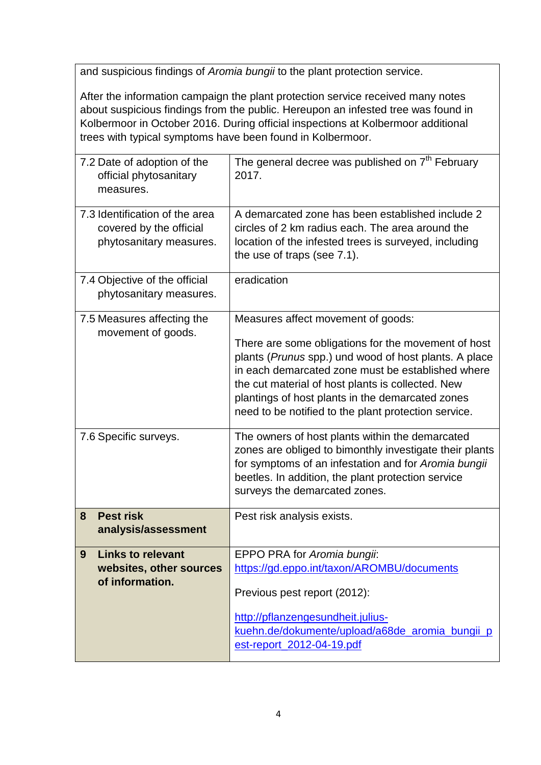| | |
|---|---|
| and suspicious findings of *Aromia bungii* to the plant protection service.<br><br>After the information campaign the plant protection service received many notes about suspicious findings from the public. Hereupon an infested tree was found in Kolbermoor in October 2016. During official inspections at Kolbermoor additional trees with typical symptoms have been found in Kolbermoor. | |
| 7.2 Date of adoption of the official phytosanitary measures. | The general decree was published on 7th February 2017. |
| 7.3 Identification of the area covered by the official phytosanitary measures. | A demarcated zone has been established include 2 circles of 2 km radius each. The area around the location of the infested trees is surveyed, including the use of traps (see 7.1). |
| 7.4 Objective of the official phytosanitary measures. | eradication |
| 7.5 Measures affecting the movement of goods. | Measures affect movement of goods:<br><br>There are some obligations for the movement of host plants (*Prunus* spp.) und wood of host plants. A place in each demarcated zone must be established where the cut material of host plants is collected. New plantings of host plants in the demarcated zones need to be notified to the plant protection service. |
| 7.6 Specific surveys. | The owners of host plants within the demarcated zones are obliged to bimonthly investigate their plants for symptoms of an infestation and for *Aromia bungii* beetles. In addition, the plant protection service surveys the demarcated zones. |
| **8 Pest risk analysis/assessment** | Pest risk analysis exists. |
| **9 Links to relevant websites, other sources of information.** | EPPO PRA for *Aromia bungii*:<br>https://gd.eppo.int/taxon/AROMBU/documents<br><br>Previous pest report (2012):<br><br>http://pflanzengesundheit.julius-kuehn.de/dokumente/upload/a68de_aromia_bungii_pest-report_2012-04-19.pdf |